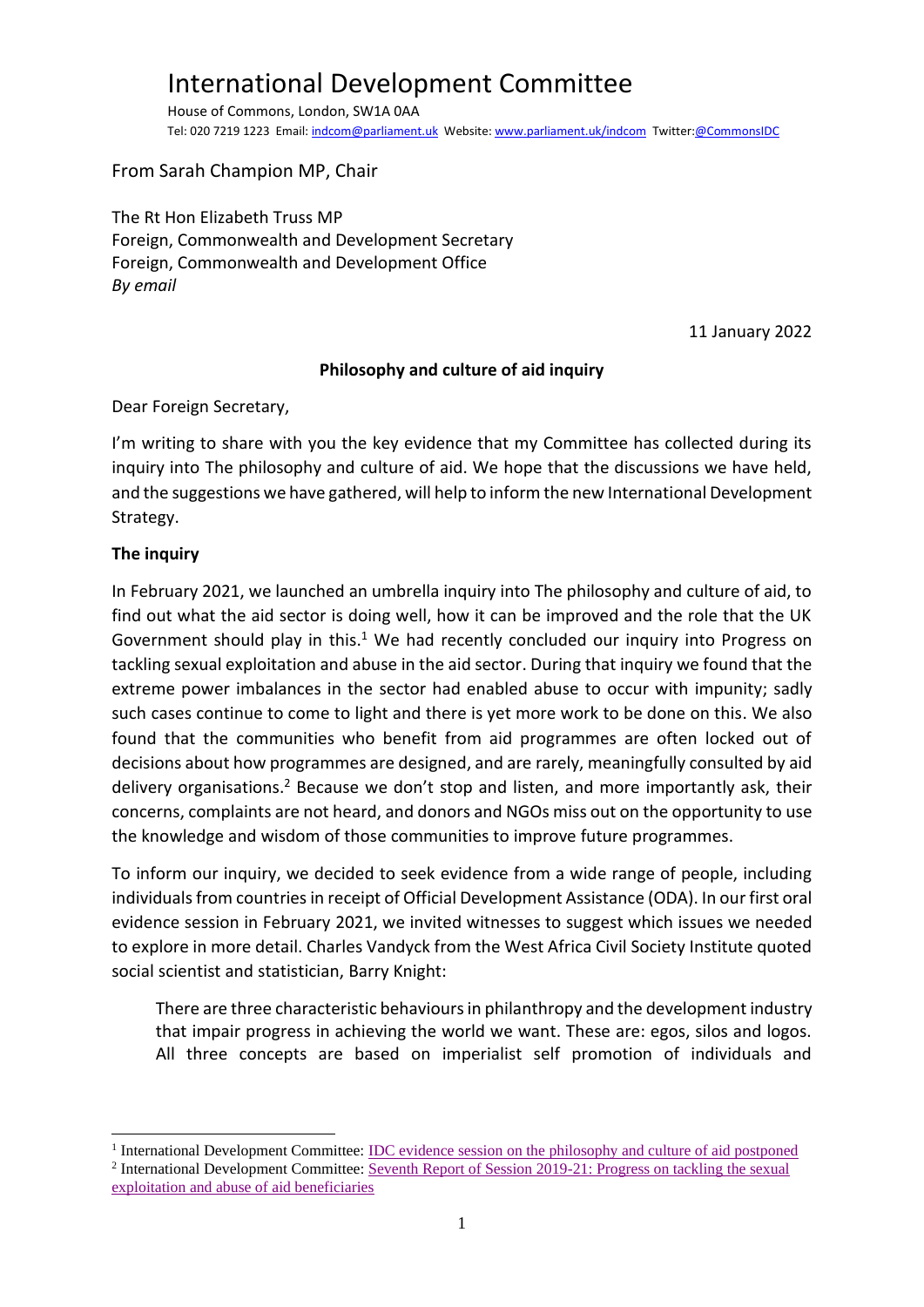# International Development Committee

House of Commons, London, SW1A 0AA
Tel: 020 7219 1223 Email: indcom@parliament.uk Website: www.parliament.uk/indcom Twitter:@CommonsIDC

From Sarah Champion MP, Chair

The Rt Hon Elizabeth Truss MP
Foreign, Commonwealth and Development Secretary
Foreign, Commonwealth and Development Office
*By email*

11 January 2022

**Philosophy and culture of aid inquiry**

Dear Foreign Secretary,

I'm writing to share with you the key evidence that my Committee has collected during its inquiry into The philosophy and culture of aid. We hope that the discussions we have held, and the suggestions we have gathered, will help to inform the new International Development Strategy.

**The inquiry**

In February 2021, we launched an umbrella inquiry into The philosophy and culture of aid, to find out what the aid sector is doing well, how it can be improved and the role that the UK Government should play in this.[1] We had recently concluded our inquiry into Progress on tackling sexual exploitation and abuse in the aid sector. During that inquiry we found that the extreme power imbalances in the sector had enabled abuse to occur with impunity; sadly such cases continue to come to light and there is yet more work to be done on this. We also found that the communities who benefit from aid programmes are often locked out of decisions about how programmes are designed, and are rarely, meaningfully consulted by aid delivery organisations.[2] Because we don't stop and listen, and more importantly ask, their concerns, complaints are not heard, and donors and NGOs miss out on the opportunity to use the knowledge and wisdom of those communities to improve future programmes.

To inform our inquiry, we decided to seek evidence from a wide range of people, including individuals from countries in receipt of Official Development Assistance (ODA). In our first oral evidence session in February 2021, we invited witnesses to suggest which issues we needed to explore in more detail. Charles Vandyck from the West Africa Civil Society Institute quoted social scientist and statistician, Barry Knight:

> There are three characteristic behaviours in philanthropy and the development industry that impair progress in achieving the world we want. These are: egos, silos and logos. All three concepts are based on imperialist self promotion of individuals and

[1] International Development Committee: IDC evidence session on the philosophy and culture of aid postponed

[2] International Development Committee: Seventh Report of Session 2019-21: Progress on tackling the sexual exploitation and abuse of aid beneficiaries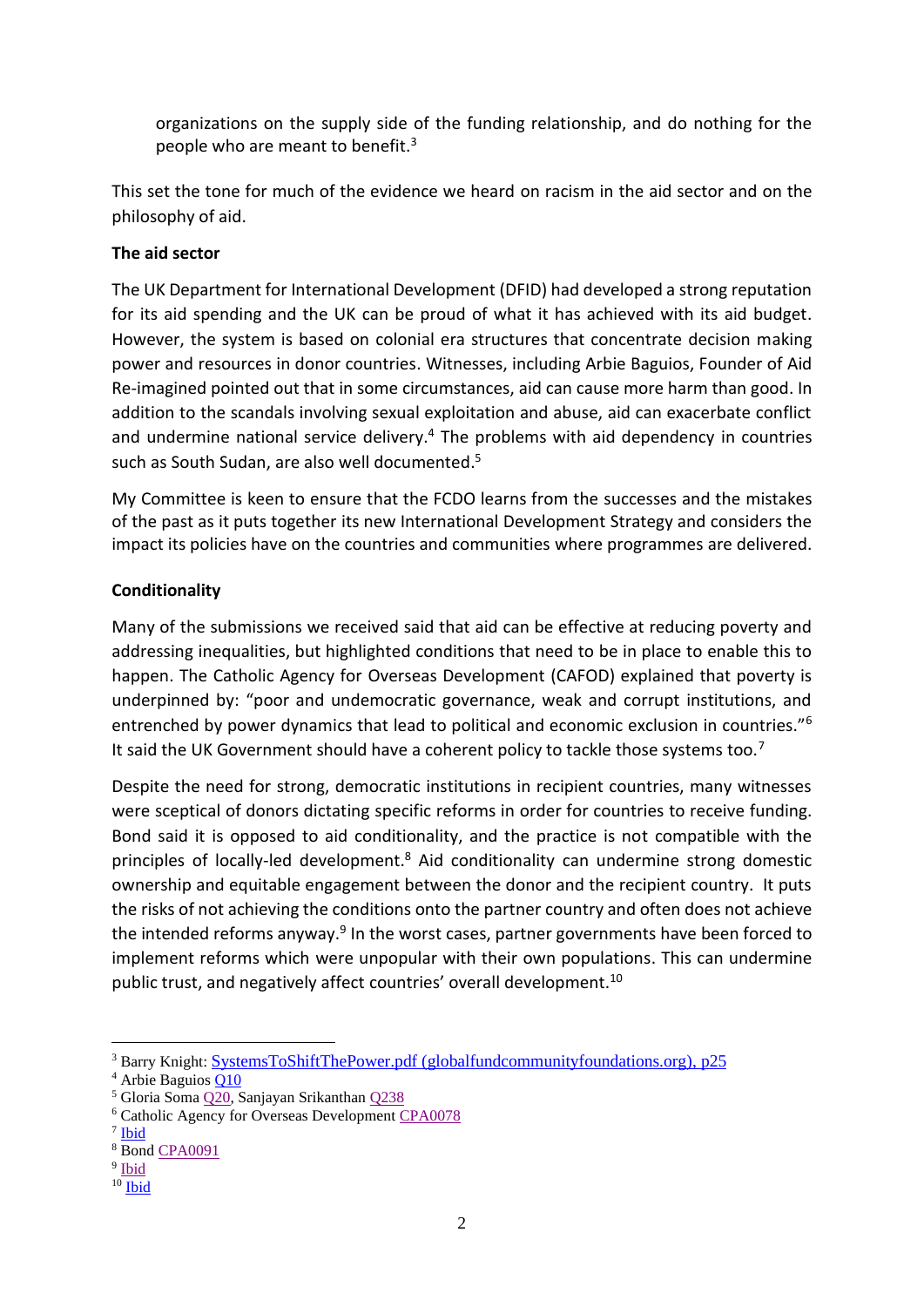organizations on the supply side of the funding relationship, and do nothing for the people who are meant to benefit.[3]

This set the tone for much of the evidence we heard on racism in the aid sector and on the philosophy of aid.

**The aid sector**

The UK Department for International Development (DFID) had developed a strong reputation for its aid spending and the UK can be proud of what it has achieved with its aid budget. However, the system is based on colonial era structures that concentrate decision making power and resources in donor countries. Witnesses, including Arbie Baguios, Founder of Aid Re-imagined pointed out that in some circumstances, aid can cause more harm than good. In addition to the scandals involving sexual exploitation and abuse, aid can exacerbate conflict and undermine national service delivery.[4] The problems with aid dependency in countries such as South Sudan, are also well documented.[5]

My Committee is keen to ensure that the FCDO learns from the successes and the mistakes of the past as it puts together its new International Development Strategy and considers the impact its policies have on the countries and communities where programmes are delivered.

**Conditionality**

Many of the submissions we received said that aid can be effective at reducing poverty and addressing inequalities, but highlighted conditions that need to be in place to enable this to happen. The Catholic Agency for Overseas Development (CAFOD) explained that poverty is underpinned by: "poor and undemocratic governance, weak and corrupt institutions, and entrenched by power dynamics that lead to political and economic exclusion in countries."[6] It said the UK Government should have a coherent policy to tackle those systems too.[7]

Despite the need for strong, democratic institutions in recipient countries, many witnesses were sceptical of donors dictating specific reforms in order for countries to receive funding. Bond said it is opposed to aid conditionality, and the practice is not compatible with the principles of locally-led development.[8] Aid conditionality can undermine strong domestic ownership and equitable engagement between the donor and the recipient country. It puts the risks of not achieving the conditions onto the partner country and often does not achieve the intended reforms anyway.[9] In the worst cases, partner governments have been forced to implement reforms which were unpopular with their own populations. This can undermine public trust, and negatively affect countries' overall development.[10]

---

[3] Barry Knight: SystemsToShiftThePower.pdf (globalfundcommunityfoundations.org), p25
[4] Arbie Baguios Q10
[5] Gloria Soma Q20, Sanjayan Srikanthan Q238
[6] Catholic Agency for Overseas Development CPA0078
[7] Ibid
[8] Bond CPA0091
[9] Ibid
[10] Ibid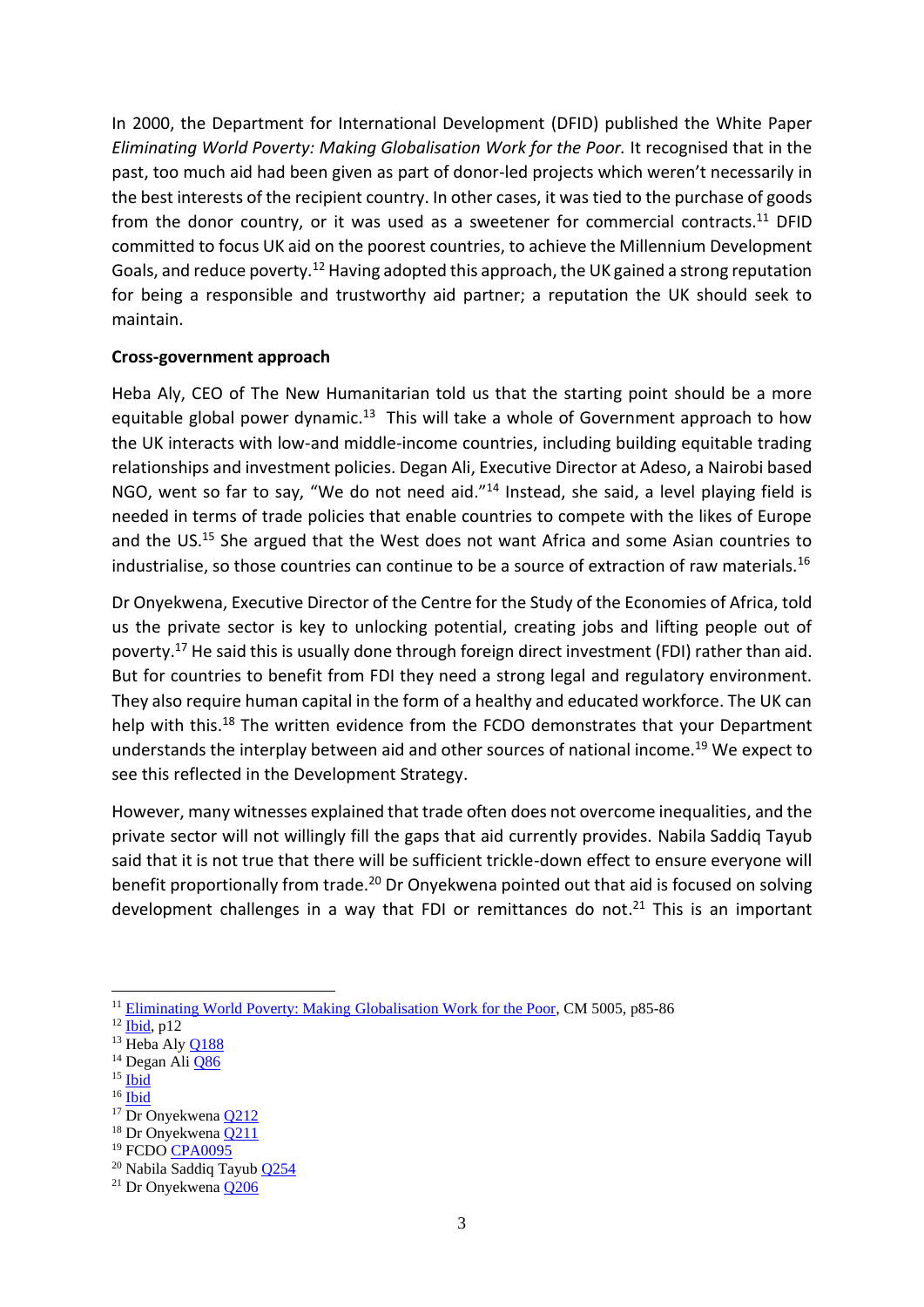In 2000, the Department for International Development (DFID) published the White Paper *Eliminating World Poverty: Making Globalisation Work for the Poor.* It recognised that in the past, too much aid had been given as part of donor-led projects which weren't necessarily in the best interests of the recipient country. In other cases, it was tied to the purchase of goods from the donor country, or it was used as a sweetener for commercial contracts.[11] DFID committed to focus UK aid on the poorest countries, to achieve the Millennium Development Goals, and reduce poverty.[12] Having adopted this approach, the UK gained a strong reputation for being a responsible and trustworthy aid partner; a reputation the UK should seek to maintain.

**Cross-government approach**

Heba Aly, CEO of The New Humanitarian told us that the starting point should be a more equitable global power dynamic.[13] This will take a whole of Government approach to how the UK interacts with low-and middle-income countries, including building equitable trading relationships and investment policies. Degan Ali, Executive Director at Adeso, a Nairobi based NGO, went so far to say, "We do not need aid."[14] Instead, she said, a level playing field is needed in terms of trade policies that enable countries to compete with the likes of Europe and the US.[15] She argued that the West does not want Africa and some Asian countries to industrialise, so those countries can continue to be a source of extraction of raw materials.[16]

Dr Onyekwena, Executive Director of the Centre for the Study of the Economies of Africa, told us the private sector is key to unlocking potential, creating jobs and lifting people out of poverty.[17] He said this is usually done through foreign direct investment (FDI) rather than aid. But for countries to benefit from FDI they need a strong legal and regulatory environment. They also require human capital in the form of a healthy and educated workforce. The UK can help with this.[18] The written evidence from the FCDO demonstrates that your Department understands the interplay between aid and other sources of national income.[19] We expect to see this reflected in the Development Strategy.

However, many witnesses explained that trade often does not overcome inequalities, and the private sector will not willingly fill the gaps that aid currently provides. Nabila Saddiq Tayub said that it is not true that there will be sufficient trickle-down effect to ensure everyone will benefit proportionally from trade.[20] Dr Onyekwena pointed out that aid is focused on solving development challenges in a way that FDI or remittances do not.[21] This is an important

---

[11] Eliminating World Poverty: Making Globalisation Work for the Poor, CM 5005, p85-86
[12] Ibid, p12
[13] Heba Aly Q188
[14] Degan Ali Q86
[15] Ibid
[16] Ibid
[17] Dr Onyekwena Q212
[18] Dr Onyekwena Q211
[19] FCDO CPA0095
[20] Nabila Saddiq Tayub Q254
[21] Dr Onyekwena Q206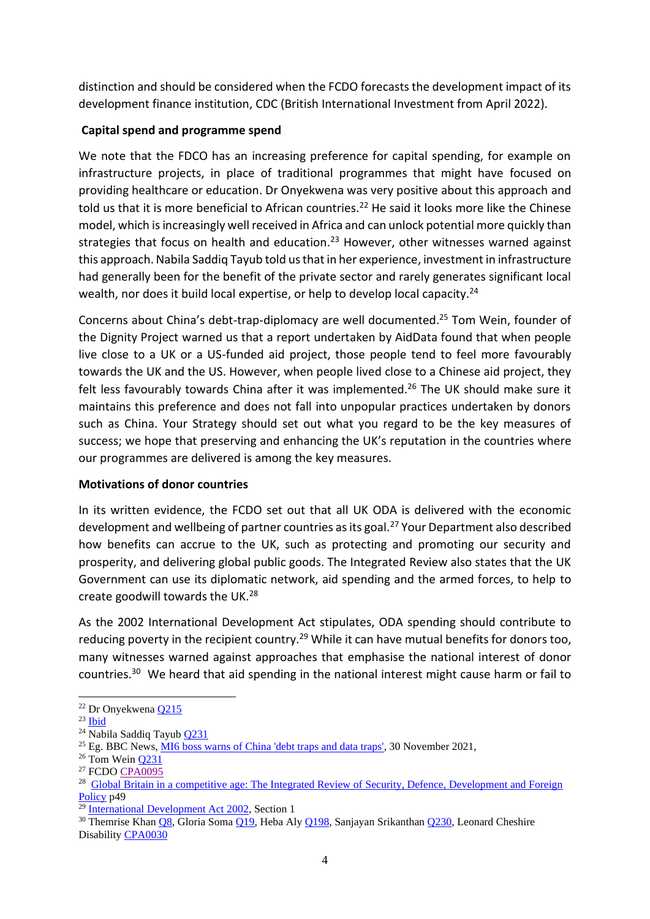distinction and should be considered when the FCDO forecasts the development impact of its development finance institution, CDC (British International Investment from April 2022).

**Capital spend and programme spend**

We note that the FDCO has an increasing preference for capital spending, for example on infrastructure projects, in place of traditional programmes that might have focused on providing healthcare or education. Dr Onyekwena was very positive about this approach and told us that it is more beneficial to African countries.[22] He said it looks more like the Chinese model, which is increasingly well received in Africa and can unlock potential more quickly than strategies that focus on health and education.[23] However, other witnesses warned against this approach. Nabila Saddiq Tayub told us that in her experience, investment in infrastructure had generally been for the benefit of the private sector and rarely generates significant local wealth, nor does it build local expertise, or help to develop local capacity.[24]

Concerns about China's debt-trap-diplomacy are well documented.[25] Tom Wein, founder of the Dignity Project warned us that a report undertaken by AidData found that when people live close to a UK or a US-funded aid project, those people tend to feel more favourably towards the UK and the US. However, when people lived close to a Chinese aid project, they felt less favourably towards China after it was implemented.[26] The UK should make sure it maintains this preference and does not fall into unpopular practices undertaken by donors such as China. Your Strategy should set out what you regard to be the key measures of success; we hope that preserving and enhancing the UK's reputation in the countries where our programmes are delivered is among the key measures.

**Motivations of donor countries**

In its written evidence, the FCDO set out that all UK ODA is delivered with the economic development and wellbeing of partner countries as its goal.[27] Your Department also described how benefits can accrue to the UK, such as protecting and promoting our security and prosperity, and delivering global public goods. The Integrated Review also states that the UK Government can use its diplomatic network, aid spending and the armed forces, to help to create goodwill towards the UK.[28]

As the 2002 International Development Act stipulates, ODA spending should contribute to reducing poverty in the recipient country.[29] While it can have mutual benefits for donors too, many witnesses warned against approaches that emphasise the national interest of donor countries.[30] We heard that aid spending in the national interest might cause harm or fail to

---

[22] Dr Onyekwena Q215

[23] Ibid

[24] Nabila Saddiq Tayub Q231

[25] Eg. BBC News, MI6 boss warns of China 'debt traps and data traps', 30 November 2021,

[26] Tom Wein Q231

[27] FCDO CPA0095

[28] Global Britain in a competitive age: The Integrated Review of Security, Defence, Development and Foreign Policy p49

[29] International Development Act 2002, Section 1

[30] Themrise Khan Q8, Gloria Soma Q19, Heba Aly Q198, Sanjayan Srikanthan Q230, Leonard Cheshire Disability CPA0030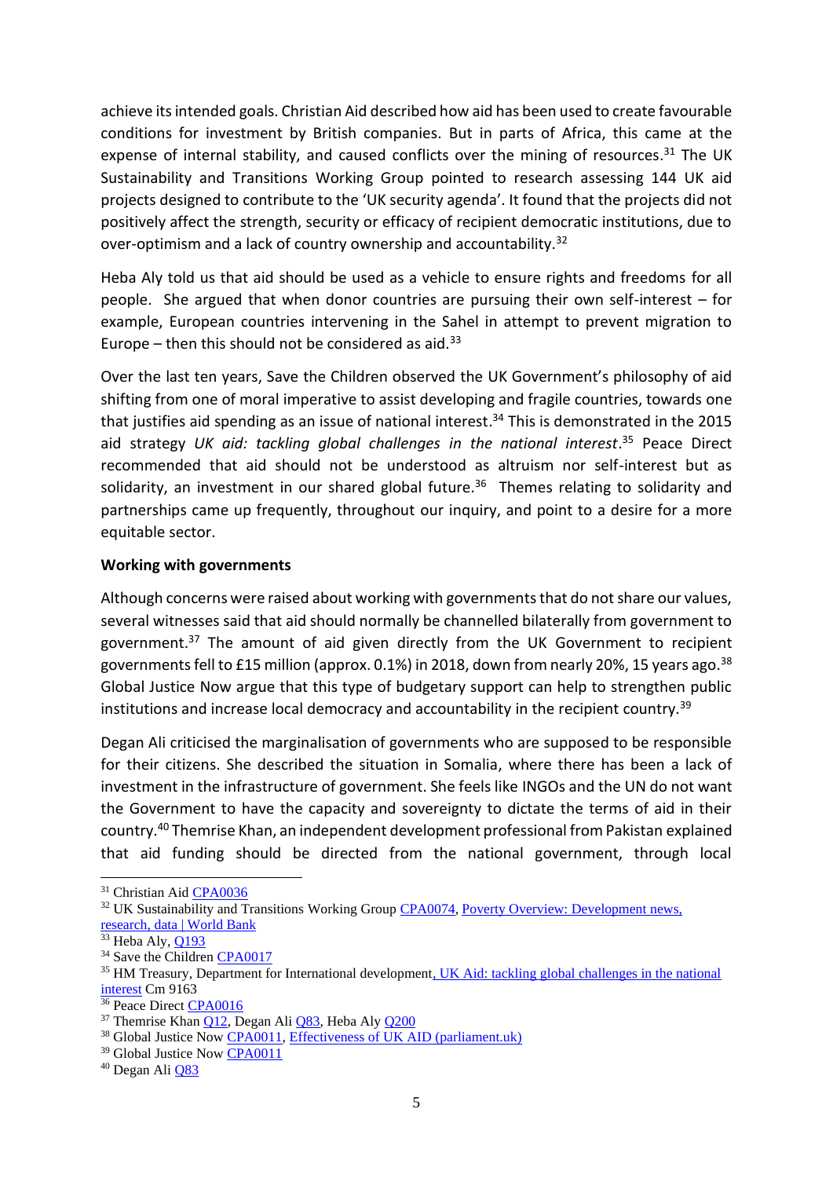achieve its intended goals. Christian Aid described how aid has been used to create favourable conditions for investment by British companies. But in parts of Africa, this came at the expense of internal stability, and caused conflicts over the mining of resources.[31] The UK Sustainability and Transitions Working Group pointed to research assessing 144 UK aid projects designed to contribute to the 'UK security agenda'. It found that the projects did not positively affect the strength, security or efficacy of recipient democratic institutions, due to over-optimism and a lack of country ownership and accountability.[32]

Heba Aly told us that aid should be used as a vehicle to ensure rights and freedoms for all people. She argued that when donor countries are pursuing their own self-interest – for example, European countries intervening in the Sahel in attempt to prevent migration to Europe – then this should not be considered as aid.[33]

Over the last ten years, Save the Children observed the UK Government's philosophy of aid shifting from one of moral imperative to assist developing and fragile countries, towards one that justifies aid spending as an issue of national interest.[34] This is demonstrated in the 2015 aid strategy *UK aid: tackling global challenges in the national interest*.[35] Peace Direct recommended that aid should not be understood as altruism nor self-interest but as solidarity, an investment in our shared global future.[36] Themes relating to solidarity and partnerships came up frequently, throughout our inquiry, and point to a desire for a more equitable sector.

**Working with governments**

Although concerns were raised about working with governments that do not share our values, several witnesses said that aid should normally be channelled bilaterally from government to government.[37] The amount of aid given directly from the UK Government to recipient governments fell to £15 million (approx. 0.1%) in 2018, down from nearly 20%, 15 years ago.[38] Global Justice Now argue that this type of budgetary support can help to strengthen public institutions and increase local democracy and accountability in the recipient country.[39]

Degan Ali criticised the marginalisation of governments who are supposed to be responsible for their citizens. She described the situation in Somalia, where there has been a lack of investment in the infrastructure of government. She feels like INGOs and the UN do not want the Government to have the capacity and sovereignty to dictate the terms of aid in their country.[40] Themrise Khan, an independent development professional from Pakistan explained that aid funding should be directed from the national government, through local

---

[31] Christian Aid CPA0036

[32] UK Sustainability and Transitions Working Group CPA0074, Poverty Overview: Development news, research, data | World Bank

[33] Heba Aly, Q193

[34] Save the Children CPA0017

[35] HM Treasury, Department for International development, UK Aid: tackling global challenges in the national interest Cm 9163

[36] Peace Direct CPA0016

[37] Themrise Khan Q12, Degan Ali Q83, Heba Aly Q200

[38] Global Justice Now CPA0011, Effectiveness of UK AID (parliament.uk)

[39] Global Justice Now CPA0011

[40] Degan Ali Q83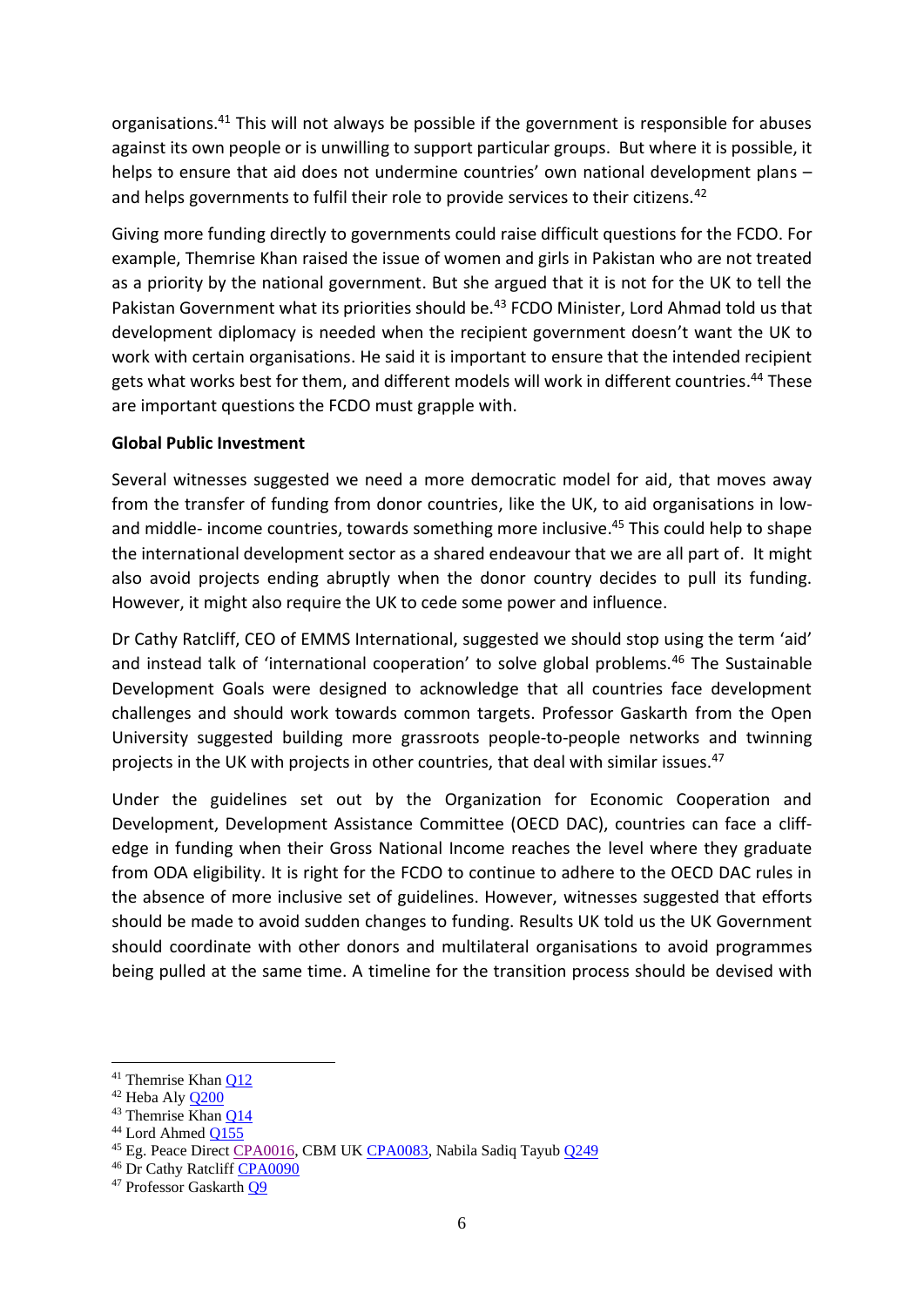organisations.[41] This will not always be possible if the government is responsible for abuses against its own people or is unwilling to support particular groups. But where it is possible, it helps to ensure that aid does not undermine countries' own national development plans – and helps governments to fulfil their role to provide services to their citizens.[42]

Giving more funding directly to governments could raise difficult questions for the FCDO. For example, Themrise Khan raised the issue of women and girls in Pakistan who are not treated as a priority by the national government. But she argued that it is not for the UK to tell the Pakistan Government what its priorities should be.[43] FCDO Minister, Lord Ahmad told us that development diplomacy is needed when the recipient government doesn't want the UK to work with certain organisations. He said it is important to ensure that the intended recipient gets what works best for them, and different models will work in different countries.[44] These are important questions the FCDO must grapple with.

**Global Public Investment**

Several witnesses suggested we need a more democratic model for aid, that moves away from the transfer of funding from donor countries, like the UK, to aid organisations in low- and middle- income countries, towards something more inclusive.[45] This could help to shape the international development sector as a shared endeavour that we are all part of. It might also avoid projects ending abruptly when the donor country decides to pull its funding. However, it might also require the UK to cede some power and influence.

Dr Cathy Ratcliff, CEO of EMMS International, suggested we should stop using the term 'aid' and instead talk of 'international cooperation' to solve global problems.[46] The Sustainable Development Goals were designed to acknowledge that all countries face development challenges and should work towards common targets. Professor Gaskarth from the Open University suggested building more grassroots people-to-people networks and twinning projects in the UK with projects in other countries, that deal with similar issues.[47]

Under the guidelines set out by the Organization for Economic Cooperation and Development, Development Assistance Committee (OECD DAC), countries can face a cliff-edge in funding when their Gross National Income reaches the level where they graduate from ODA eligibility. It is right for the FCDO to continue to adhere to the OECD DAC rules in the absence of more inclusive set of guidelines. However, witnesses suggested that efforts should be made to avoid sudden changes to funding. Results UK told us the UK Government should coordinate with other donors and multilateral organisations to avoid programmes being pulled at the same time. A timeline for the transition process should be devised with

---

[41] Themrise Khan Q12

[42] Heba Aly Q200

[43] Themrise Khan Q14

[44] Lord Ahmed Q155

[45] Eg. Peace Direct CPA0016, CBM UK CPA0083, Nabila Sadiq Tayub Q249

[46] Dr Cathy Ratcliff CPA0090

[47] Professor Gaskarth Q9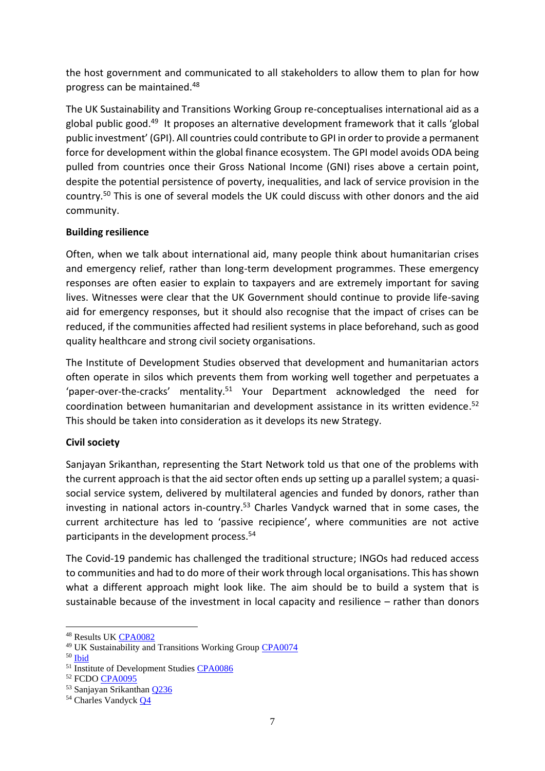the host government and communicated to all stakeholders to allow them to plan for how progress can be maintained.[48]

The UK Sustainability and Transitions Working Group re-conceptualises international aid as a global public good.[49] It proposes an alternative development framework that it calls 'global public investment' (GPI). All countries could contribute to GPI in order to provide a permanent force for development within the global finance ecosystem. The GPI model avoids ODA being pulled from countries once their Gross National Income (GNI) rises above a certain point, despite the potential persistence of poverty, inequalities, and lack of service provision in the country.[50] This is one of several models the UK could discuss with other donors and the aid community.

**Building resilience**

Often, when we talk about international aid, many people think about humanitarian crises and emergency relief, rather than long-term development programmes. These emergency responses are often easier to explain to taxpayers and are extremely important for saving lives. Witnesses were clear that the UK Government should continue to provide life-saving aid for emergency responses, but it should also recognise that the impact of crises can be reduced, if the communities affected had resilient systems in place beforehand, such as good quality healthcare and strong civil society organisations.

The Institute of Development Studies observed that development and humanitarian actors often operate in silos which prevents them from working well together and perpetuates a 'paper-over-the-cracks' mentality.[51] Your Department acknowledged the need for coordination between humanitarian and development assistance in its written evidence.[52] This should be taken into consideration as it develops its new Strategy.

**Civil society**

Sanjayan Srikanthan, representing the Start Network told us that one of the problems with the current approach is that the aid sector often ends up setting up a parallel system; a quasi-social service system, delivered by multilateral agencies and funded by donors, rather than investing in national actors in-country.[53] Charles Vandyck warned that in some cases, the current architecture has led to 'passive recipience', where communities are not active participants in the development process.[54]

The Covid-19 pandemic has challenged the traditional structure; INGOs had reduced access to communities and had to do more of their work through local organisations. This has shown what a different approach might look like. The aim should be to build a system that is sustainable because of the investment in local capacity and resilience – rather than donors

---

[48] Results UK CPA0082
[49] UK Sustainability and Transitions Working Group CPA0074
[50] Ibid
[51] Institute of Development Studies CPA0086
[52] FCDO CPA0095
[53] Sanjayan Srikanthan Q236
[54] Charles Vandyck Q4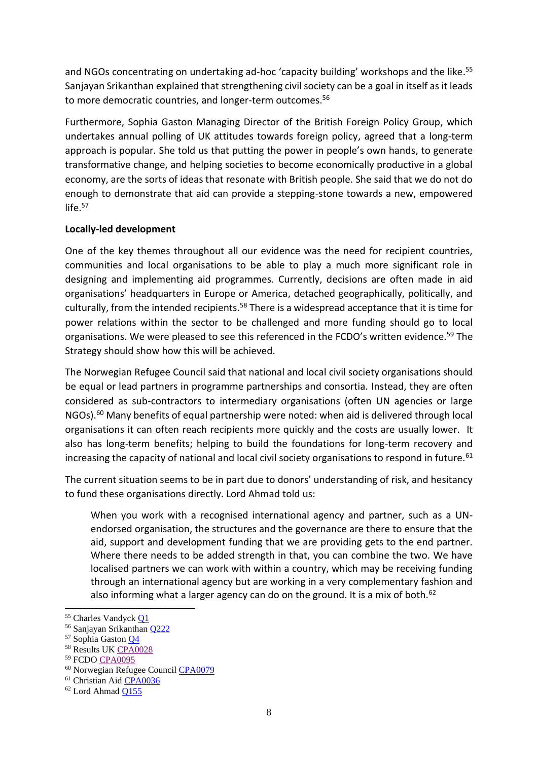and NGOs concentrating on undertaking ad-hoc 'capacity building' workshops and the like.[55] Sanjayan Srikanthan explained that strengthening civil society can be a goal in itself as it leads to more democratic countries, and longer-term outcomes.[56]

Furthermore, Sophia Gaston Managing Director of the British Foreign Policy Group, which undertakes annual polling of UK attitudes towards foreign policy, agreed that a long-term approach is popular. She told us that putting the power in people's own hands, to generate transformative change, and helping societies to become economically productive in a global economy, are the sorts of ideas that resonate with British people. She said that we do not do enough to demonstrate that aid can provide a stepping-stone towards a new, empowered life.[57]

**Locally-led development**

One of the key themes throughout all our evidence was the need for recipient countries, communities and local organisations to be able to play a much more significant role in designing and implementing aid programmes. Currently, decisions are often made in aid organisations' headquarters in Europe or America, detached geographically, politically, and culturally, from the intended recipients.[58] There is a widespread acceptance that it is time for power relations within the sector to be challenged and more funding should go to local organisations. We were pleased to see this referenced in the FCDO's written evidence.[59] The Strategy should show how this will be achieved.

The Norwegian Refugee Council said that national and local civil society organisations should be equal or lead partners in programme partnerships and consortia. Instead, they are often considered as sub-contractors to intermediary organisations (often UN agencies or large NGOs).[60] Many benefits of equal partnership were noted: when aid is delivered through local organisations it can often reach recipients more quickly and the costs are usually lower. It also has long-term benefits; helping to build the foundations for long-term recovery and increasing the capacity of national and local civil society organisations to respond in future.[61]

The current situation seems to be in part due to donors' understanding of risk, and hesitancy to fund these organisations directly. Lord Ahmad told us:

> When you work with a recognised international agency and partner, such as a UN-endorsed organisation, the structures and the governance are there to ensure that the aid, support and development funding that we are providing gets to the end partner. Where there needs to be added strength in that, you can combine the two. We have localised partners we can work with within a country, which may be receiving funding through an international agency but are working in a very complementary fashion and also informing what a larger agency can do on the ground. It is a mix of both.[62]

---

[55] Charles Vandyck Q1
[56] Sanjayan Srikanthan Q222
[57] Sophia Gaston Q4
[58] Results UK CPA0028
[59] FCDO CPA0095
[60] Norwegian Refugee Council CPA0079
[61] Christian Aid CPA0036
[62] Lord Ahmad Q155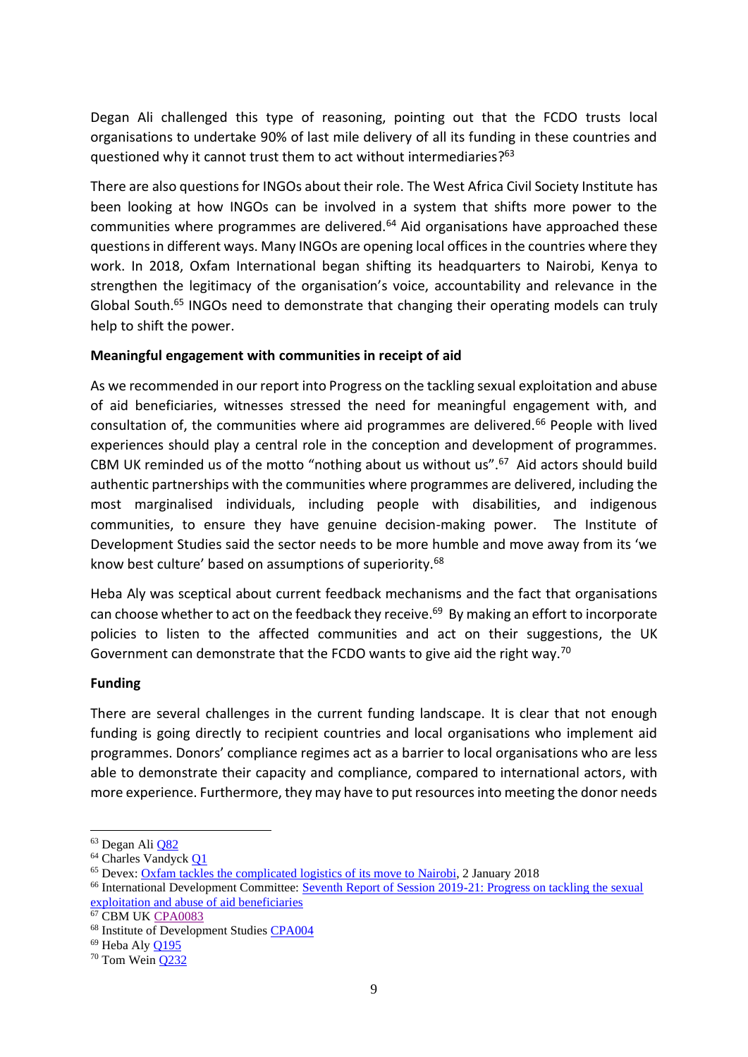Degan Ali challenged this type of reasoning, pointing out that the FCDO trusts local organisations to undertake 90% of last mile delivery of all its funding in these countries and questioned why it cannot trust them to act without intermediaries?[63]

There are also questions for INGOs about their role. The West Africa Civil Society Institute has been looking at how INGOs can be involved in a system that shifts more power to the communities where programmes are delivered.[64] Aid organisations have approached these questions in different ways. Many INGOs are opening local offices in the countries where they work. In 2018, Oxfam International began shifting its headquarters to Nairobi, Kenya to strengthen the legitimacy of the organisation's voice, accountability and relevance in the Global South.[65] INGOs need to demonstrate that changing their operating models can truly help to shift the power.

**Meaningful engagement with communities in receipt of aid**

As we recommended in our report into Progress on the tackling sexual exploitation and abuse of aid beneficiaries, witnesses stressed the need for meaningful engagement with, and consultation of, the communities where aid programmes are delivered.[66] People with lived experiences should play a central role in the conception and development of programmes. CBM UK reminded us of the motto "nothing about us without us".[67] Aid actors should build authentic partnerships with the communities where programmes are delivered, including the most marginalised individuals, including people with disabilities, and indigenous communities, to ensure they have genuine decision-making power. The Institute of Development Studies said the sector needs to be more humble and move away from its 'we know best culture' based on assumptions of superiority.[68]

Heba Aly was sceptical about current feedback mechanisms and the fact that organisations can choose whether to act on the feedback they receive.[69] By making an effort to incorporate policies to listen to the affected communities and act on their suggestions, the UK Government can demonstrate that the FCDO wants to give aid the right way.[70]

**Funding**

There are several challenges in the current funding landscape. It is clear that not enough funding is going directly to recipient countries and local organisations who implement aid programmes. Donors' compliance regimes act as a barrier to local organisations who are less able to demonstrate their capacity and compliance, compared to international actors, with more experience. Furthermore, they may have to put resources into meeting the donor needs

---

[63] Degan Ali Q82

[64] Charles Vandyck Q1

[65] Devex: Oxfam tackles the complicated logistics of its move to Nairobi, 2 January 2018

[66] International Development Committee: Seventh Report of Session 2019-21: Progress on tackling the sexual exploitation and abuse of aid beneficiaries

[67] CBM UK CPA0083

[68] Institute of Development Studies CPA004

[69] Heba Aly Q195

[70] Tom Wein Q232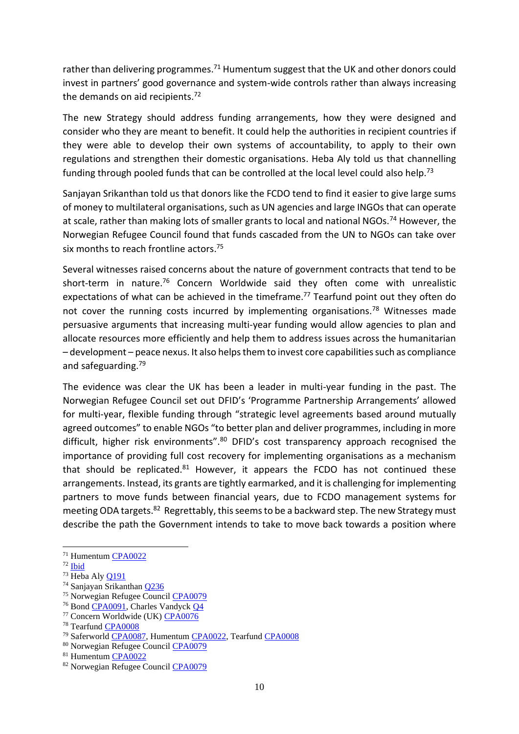rather than delivering programmes.[71] Humentum suggest that the UK and other donors could invest in partners' good governance and system-wide controls rather than always increasing the demands on aid recipients.[72]

The new Strategy should address funding arrangements, how they were designed and consider who they are meant to benefit. It could help the authorities in recipient countries if they were able to develop their own systems of accountability, to apply to their own regulations and strengthen their domestic organisations. Heba Aly told us that channelling funding through pooled funds that can be controlled at the local level could also help.[73]

Sanjayan Srikanthan told us that donors like the FCDO tend to find it easier to give large sums of money to multilateral organisations, such as UN agencies and large INGOs that can operate at scale, rather than making lots of smaller grants to local and national NGOs.[74] However, the Norwegian Refugee Council found that funds cascaded from the UN to NGOs can take over six months to reach frontline actors.[75]

Several witnesses raised concerns about the nature of government contracts that tend to be short-term in nature.[76] Concern Worldwide said they often come with unrealistic expectations of what can be achieved in the timeframe.[77] Tearfund point out they often do not cover the running costs incurred by implementing organisations.[78] Witnesses made persuasive arguments that increasing multi-year funding would allow agencies to plan and allocate resources more efficiently and help them to address issues across the humanitarian – development – peace nexus. It also helps them to invest core capabilities such as compliance and safeguarding.[79]

The evidence was clear the UK has been a leader in multi-year funding in the past. The Norwegian Refugee Council set out DFID's 'Programme Partnership Arrangements' allowed for multi-year, flexible funding through "strategic level agreements based around mutually agreed outcomes" to enable NGOs "to better plan and deliver programmes, including in more difficult, higher risk environments".[80] DFID's cost transparency approach recognised the importance of providing full cost recovery for implementing organisations as a mechanism that should be replicated.[81] However, it appears the FCDO has not continued these arrangements. Instead, its grants are tightly earmarked, and it is challenging for implementing partners to move funds between financial years, due to FCDO management systems for meeting ODA targets.[82] Regrettably, this seems to be a backward step. The new Strategy must describe the path the Government intends to take to move back towards a position where

---

[71] Humentum CPA0022
[72] Ibid
[73] Heba Aly Q191
[74] Sanjayan Srikanthan Q236
[75] Norwegian Refugee Council CPA0079
[76] Bond CPA0091, Charles Vandyck Q4
[77] Concern Worldwide (UK) CPA0076
[78] Tearfund CPA0008
[79] Saferworld CPA0087, Humentum CPA0022, Tearfund CPA0008
[80] Norwegian Refugee Council CPA0079
[81] Humentum CPA0022
[82] Norwegian Refugee Council CPA0079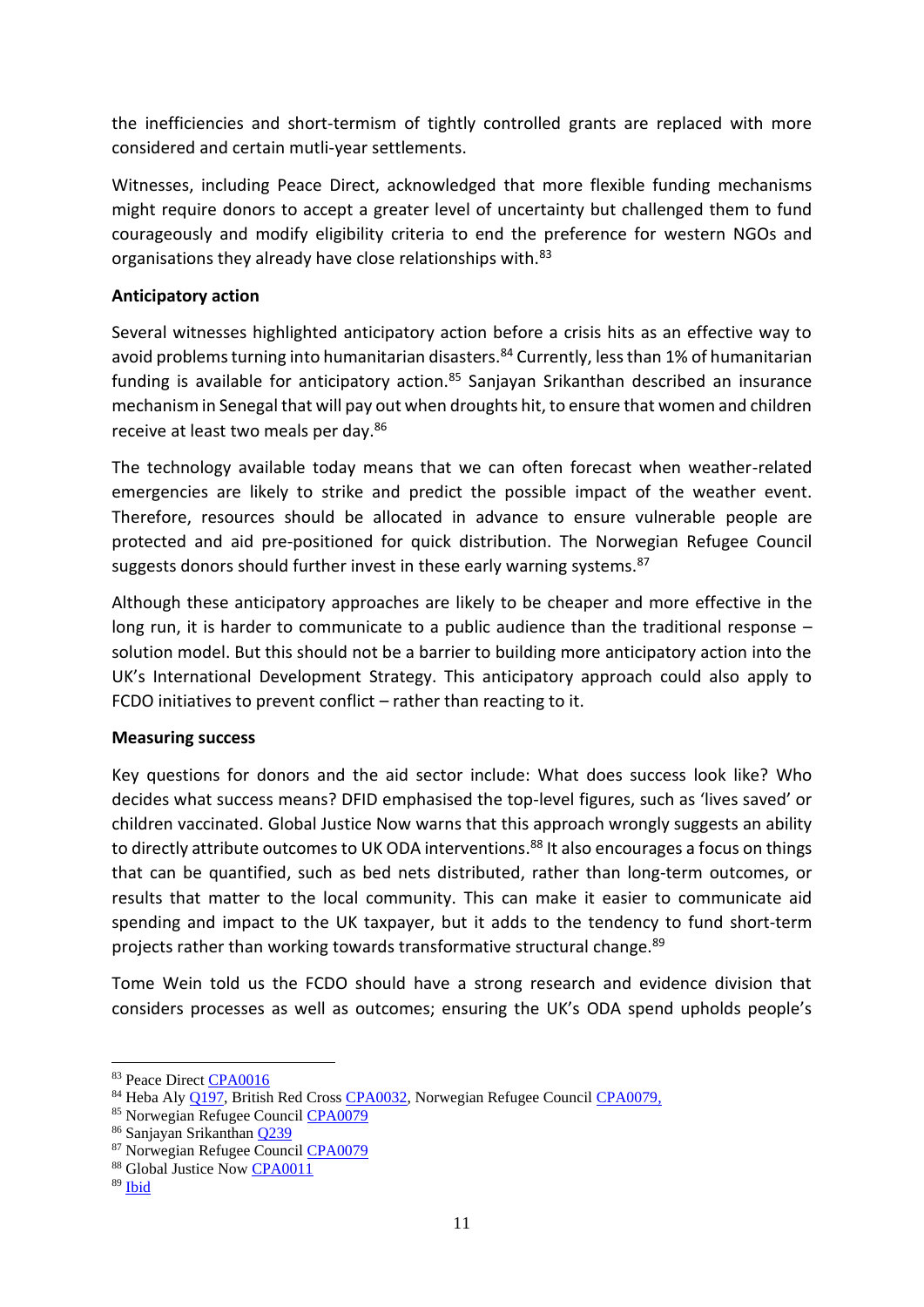the inefficiencies and short-termism of tightly controlled grants are replaced with more considered and certain mutli-year settlements.

Witnesses, including Peace Direct, acknowledged that more flexible funding mechanisms might require donors to accept a greater level of uncertainty but challenged them to fund courageously and modify eligibility criteria to end the preference for western NGOs and organisations they already have close relationships with.[83]

**Anticipatory action**

Several witnesses highlighted anticipatory action before a crisis hits as an effective way to avoid problems turning into humanitarian disasters.[84] Currently, less than 1% of humanitarian funding is available for anticipatory action.[85] Sanjayan Srikanthan described an insurance mechanism in Senegal that will pay out when droughts hit, to ensure that women and children receive at least two meals per day.[86]

The technology available today means that we can often forecast when weather-related emergencies are likely to strike and predict the possible impact of the weather event. Therefore, resources should be allocated in advance to ensure vulnerable people are protected and aid pre-positioned for quick distribution. The Norwegian Refugee Council suggests donors should further invest in these early warning systems.[87]

Although these anticipatory approaches are likely to be cheaper and more effective in the long run, it is harder to communicate to a public audience than the traditional response – solution model. But this should not be a barrier to building more anticipatory action into the UK's International Development Strategy. This anticipatory approach could also apply to FCDO initiatives to prevent conflict – rather than reacting to it.

**Measuring success**

Key questions for donors and the aid sector include: What does success look like? Who decides what success means? DFID emphasised the top-level figures, such as 'lives saved' or children vaccinated. Global Justice Now warns that this approach wrongly suggests an ability to directly attribute outcomes to UK ODA interventions.[88] It also encourages a focus on things that can be quantified, such as bed nets distributed, rather than long-term outcomes, or results that matter to the local community. This can make it easier to communicate aid spending and impact to the UK taxpayer, but it adds to the tendency to fund short-term projects rather than working towards transformative structural change.[89]

Tome Wein told us the FCDO should have a strong research and evidence division that considers processes as well as outcomes; ensuring the UK's ODA spend upholds people's

---

[83] Peace Direct CPA0016

[84] Heba Aly Q197, British Red Cross CPA0032, Norwegian Refugee Council CPA0079,

[85] Norwegian Refugee Council CPA0079

[86] Sanjayan Srikanthan Q239

[87] Norwegian Refugee Council CPA0079

[88] Global Justice Now CPA0011

[89] Ibid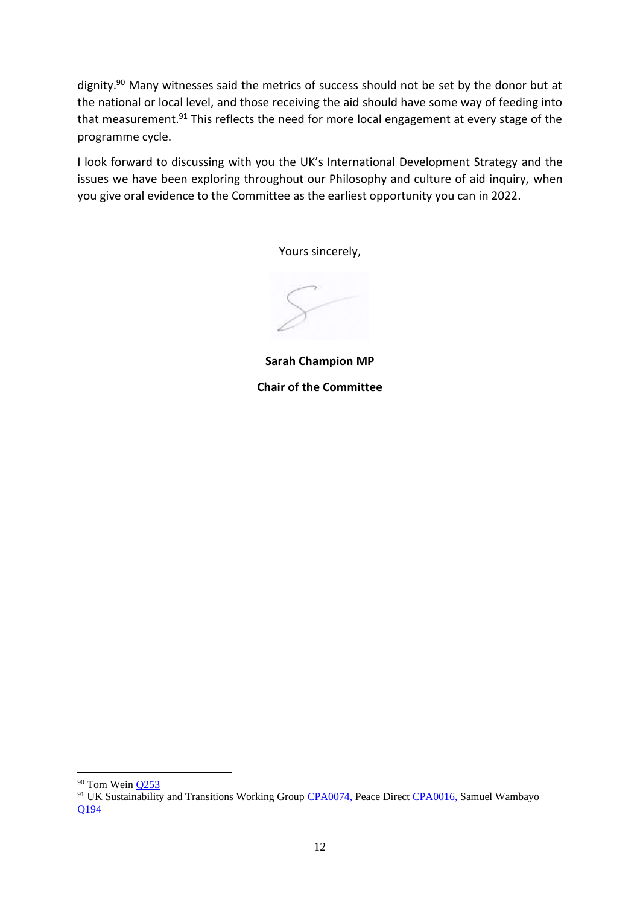dignity.[90] Many witnesses said the metrics of success should not be set by the donor but at the national or local level, and those receiving the aid should have some way of feeding into that measurement.[91] This reflects the need for more local engagement at every stage of the programme cycle.

I look forward to discussing with you the UK's International Development Strategy and the issues we have been exploring throughout our Philosophy and culture of aid inquiry, when you give oral evidence to the Committee as the earliest opportunity you can in 2022.

Yours sincerely,

**Sarah Champion MP**

**Chair of the Committee**

---

[90] Tom Wein Q253

[91] UK Sustainability and Transitions Working Group CPA0074, Peace Direct CPA0016, Samuel Wambayo Q194